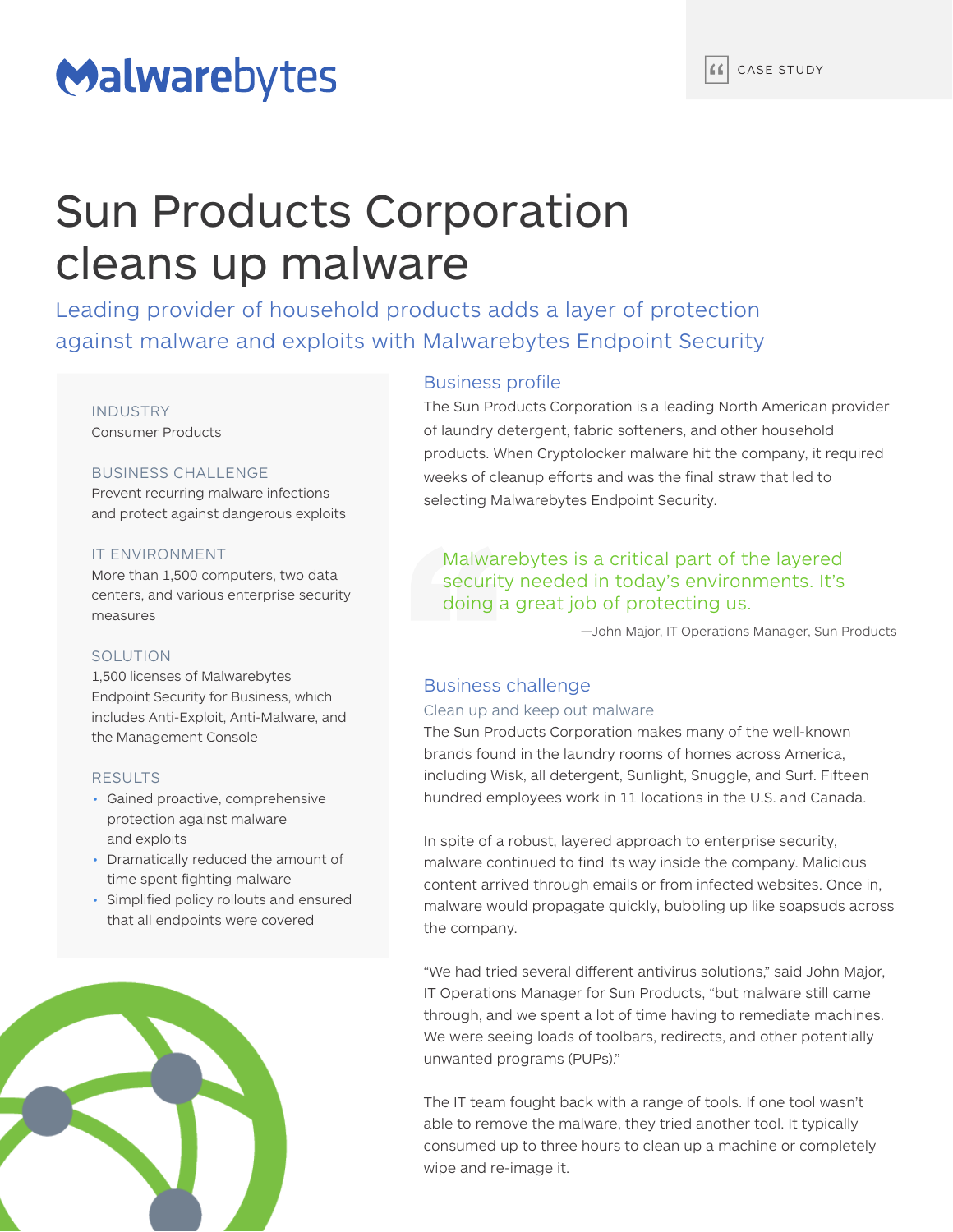Malwarebytes

CASE STUDY

# Sun Products Corporation cleans up malware

Leading provider of household products adds a layer of protection against malware and exploits with Malwarebytes Endpoint Security

**INDUSTRY**
Consumer Products

**BUSINESS CHALLENGE**
Prevent recurring malware infections and protect against dangerous exploits

**IT ENVIRONMENT**
More than 1,500 computers, two data centers, and various enterprise security measures

**SOLUTION**
1,500 licenses of Malwarebytes Endpoint Security for Business, which includes Anti-Exploit, Anti-Malware, and the Management Console

**RESULTS**

- Gained proactive, comprehensive protection against malware and exploits
- Dramatically reduced the amount of time spent fighting malware
- Simplified policy rollouts and ensured that all endpoints were covered

## Business profile

The Sun Products Corporation is a leading North American provider of laundry detergent, fabric softeners, and other household products. When Cryptolocker malware hit the company, it required weeks of cleanup efforts and was the final straw that led to selecting Malwarebytes Endpoint Security.

> Malwarebytes is a critical part of the layered security needed in today's environments. It's doing a great job of protecting us.
>
> —John Major, IT Operations Manager, Sun Products

## Business challenge

### Clean up and keep out malware

The Sun Products Corporation makes many of the well-known brands found in the laundry rooms of homes across America, including Wisk, all detergent, Sunlight, Snuggle, and Surf. Fifteen hundred employees work in 11 locations in the U.S. and Canada.

In spite of a robust, layered approach to enterprise security, malware continued to find its way inside the company. Malicious content arrived through emails or from infected websites. Once in, malware would propagate quickly, bubbling up like soapsuds across the company.

"We had tried several different antivirus solutions," said John Major, IT Operations Manager for Sun Products, "but malware still came through, and we spent a lot of time having to remediate machines. We were seeing loads of toolbars, redirects, and other potentially unwanted programs (PUPs)."

The IT team fought back with a range of tools. If one tool wasn't able to remove the malware, they tried another tool. It typically consumed up to three hours to clean up a machine or completely wipe and re-image it.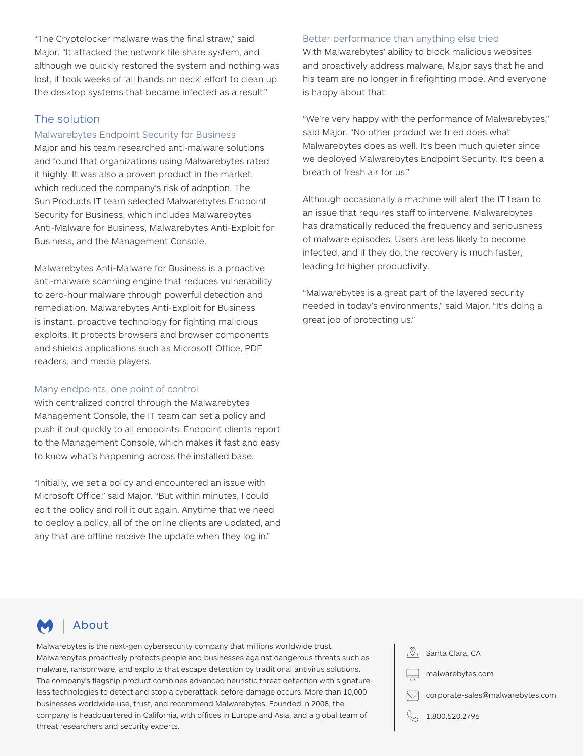"The Cryptolocker malware was the final straw," said Major. "It attacked the network file share system, and although we quickly restored the system and nothing was lost, it took weeks of 'all hands on deck' effort to clean up the desktop systems that became infected as a result."

## The solution

### Malwarebytes Endpoint Security for Business

Major and his team researched anti-malware solutions and found that organizations using Malwarebytes rated it highly. It was also a proven product in the market, which reduced the company's risk of adoption. The Sun Products IT team selected Malwarebytes Endpoint Security for Business, which includes Malwarebytes Anti-Malware for Business, Malwarebytes Anti-Exploit for Business, and the Management Console.

Malwarebytes Anti-Malware for Business is a proactive anti-malware scanning engine that reduces vulnerability to zero-hour malware through powerful detection and remediation. Malwarebytes Anti-Exploit for Business is instant, proactive technology for fighting malicious exploits. It protects browsers and browser components and shields applications such as Microsoft Office, PDF readers, and media players.

### Many endpoints, one point of control

With centralized control through the Malwarebytes Management Console, the IT team can set a policy and push it out quickly to all endpoints. Endpoint clients report to the Management Console, which makes it fast and easy to know what's happening across the installed base.

"Initially, we set a policy and encountered an issue with Microsoft Office," said Major. "But within minutes, I could edit the policy and roll it out again. Anytime that we need to deploy a policy, all of the online clients are updated, and any that are offline receive the update when they log in."

### Better performance than anything else tried

With Malwarebytes' ability to block malicious websites and proactively address malware, Major says that he and his team are no longer in firefighting mode. And everyone is happy about that.

"We're very happy with the performance of Malwarebytes," said Major. "No other product we tried does what Malwarebytes does as well. It's been much quieter since we deployed Malwarebytes Endpoint Security. It's been a breath of fresh air for us."

Although occasionally a machine will alert the IT team to an issue that requires staff to intervene, Malwarebytes has dramatically reduced the frequency and seriousness of malware episodes. Users are less likely to become infected, and if they do, the recovery is much faster, leading to higher productivity.

"Malwarebytes is a great part of the layered security needed in today's environments," said Major. "It's doing a great job of protecting us."

## About

Malwarebytes is the next-gen cybersecurity company that millions worldwide trust. Malwarebytes proactively protects people and businesses against dangerous threats such as malware, ransomware, and exploits that escape detection by traditional antivirus solutions. The company's flagship product combines advanced heuristic threat detection with signature-less technologies to detect and stop a cyberattack before damage occurs. More than 10,000 businesses worldwide use, trust, and recommend Malwarebytes. Founded in 2008, the company is headquartered in California, with offices in Europe and Asia, and a global team of threat researchers and security experts.

Santa Clara, CA

malwarebytes.com

corporate-sales@malwarebytes.com

1.800.520.2796